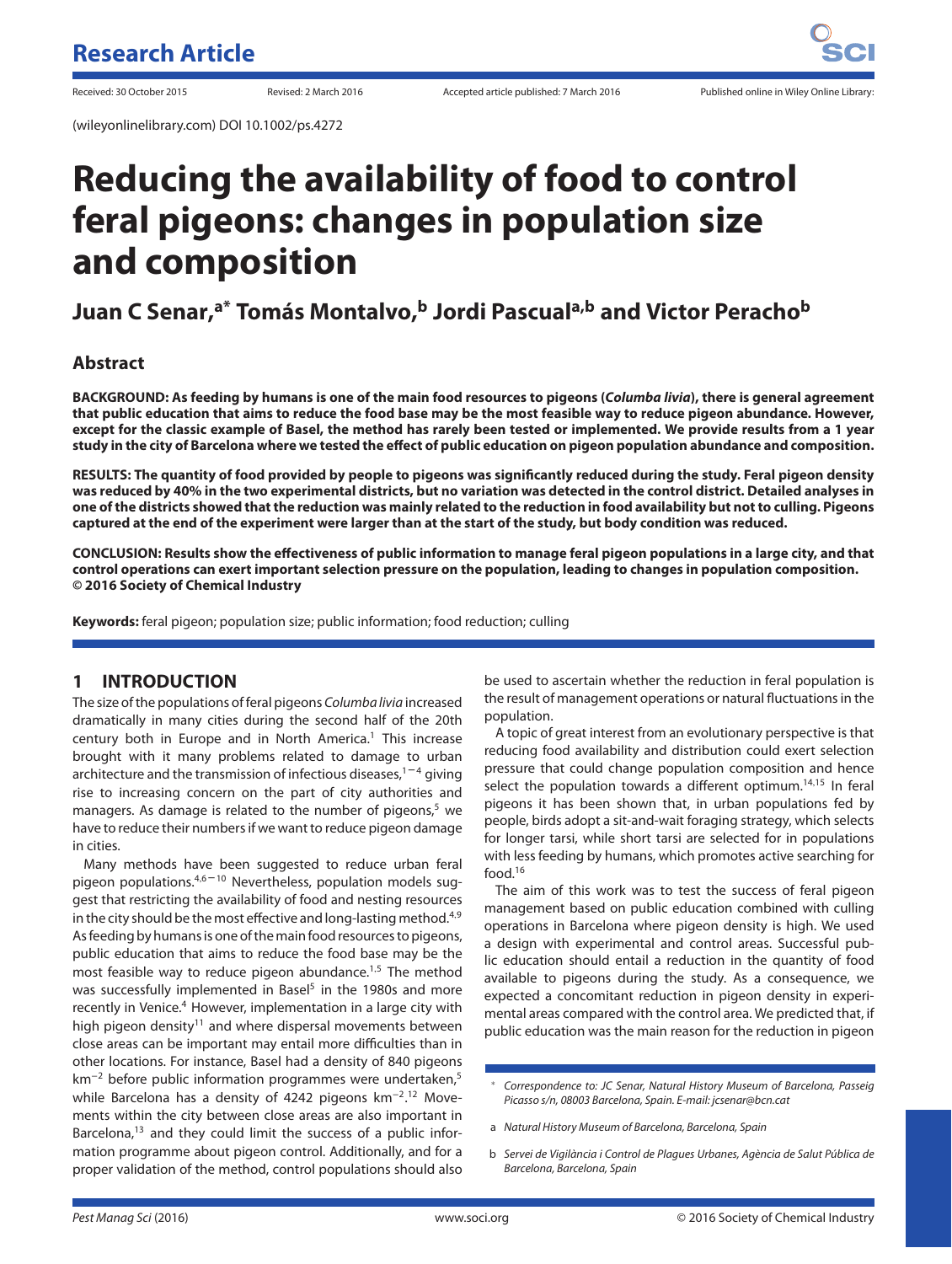# Research Article

Received: 30 October 2015 Revised: 2 March 2016 Accepted article published: 7 March 2016 Published online in Wiley Online Library:

(wileyonlinelibrary.com) DOI 10.1002/ps.4272

# Reducing the availability of food to control feral pigeons: changes in population size and composition

**Juan C Senar,[a*] Tomás Montalvo,[b] Jordi Pascual[a,b] and Victor Peracho[b]**

## Abstract

**BACKGROUND: As feeding by humans is one of the main food resources to pigeons (*Columba livia*), there is general agreement that public education that aims to reduce the food base may be the most feasible way to reduce pigeon abundance. However, except for the classic example of Basel, the method has rarely been tested or implemented. We provide results from a 1 year study in the city of Barcelona where we tested the effect of public education on pigeon population abundance and composition.**

**RESULTS: The quantity of food provided by people to pigeons was significantly reduced during the study. Feral pigeon density was reduced by 40% in the two experimental districts, but no variation was detected in the control district. Detailed analyses in one of the districts showed that the reduction was mainly related to the reduction in food availability but not to culling. Pigeons captured at the end of the experiment were larger than at the start of the study, but body condition was reduced.**

**CONCLUSION: Results show the effectiveness of public information to manage feral pigeon populations in a large city, and that control operations can exert important selection pressure on the population, leading to changes in population composition. © 2016 Society of Chemical Industry**

**Keywords:** feral pigeon; population size; public information; food reduction; culling

## 1 INTRODUCTION

The size of the populations of feral pigeons *Columba livia* increased dramatically in many cities during the second half of the 20th century both in Europe and in North America.[1] This increase brought with it many problems related to damage to urban architecture and the transmission of infectious diseases,[1–4] giving rise to increasing concern on the part of city authorities and managers. As damage is related to the number of pigeons,[5] we have to reduce their numbers if we want to reduce pigeon damage in cities.

Many methods have been suggested to reduce urban feral pigeon populations.[4,6–10] Nevertheless, population models suggest that restricting the availability of food and nesting resources in the city should be the most effective and long-lasting method.[4,9] As feeding by humans is one of the main food resources to pigeons, public education that aims to reduce the food base may be the most feasible way to reduce pigeon abundance.[1,5] The method was successfully implemented in Basel[5] in the 1980s and more recently in Venice.[4] However, implementation in a large city with high pigeon density[11] and where dispersal movements between close areas can be important may entail more difficulties than in other locations. For instance, Basel had a density of 840 pigeons km$^{-2}$ before public information programmes were undertaken,[5] while Barcelona has a density of 4242 pigeons km$^{-2}$.[12] Movements within the city between close areas are also important in Barcelona,[13] and they could limit the success of a public information programme about pigeon control. Additionally, and for a proper validation of the method, control populations should also be used to ascertain whether the reduction in feral population is the result of management operations or natural fluctuations in the population.

A topic of great interest from an evolutionary perspective is that reducing food availability and distribution could exert selection pressure that could change population composition and hence select the population towards a different optimum.[14,15] In feral pigeons it has been shown that, in urban populations fed by people, birds adopt a sit-and-wait foraging strategy, which selects for longer tarsi, while short tarsi are selected for in populations with less feeding by humans, which promotes active searching for food.[16]

The aim of this work was to test the success of feral pigeon management based on public education combined with culling operations in Barcelona where pigeon density is high. We used a design with experimental and control areas. Successful public education should entail a reduction in the quantity of food available to pigeons during the study. As a consequence, we expected a concomitant reduction in pigeon density in experimental areas compared with the control area. We predicted that, if public education was the main reason for the reduction in pigeon

\* Correspondence to: JC Senar, Natural History Museum of Barcelona, Passeig Picasso s/n, 08003 Barcelona, Spain. E-mail: jcsenar@bcn.cat

a Natural History Museum of Barcelona, Barcelona, Spain

b Servei de Vigilància i Control de Plagues Urbanes, Agència de Salut Pública de Barcelona, Barcelona, Spain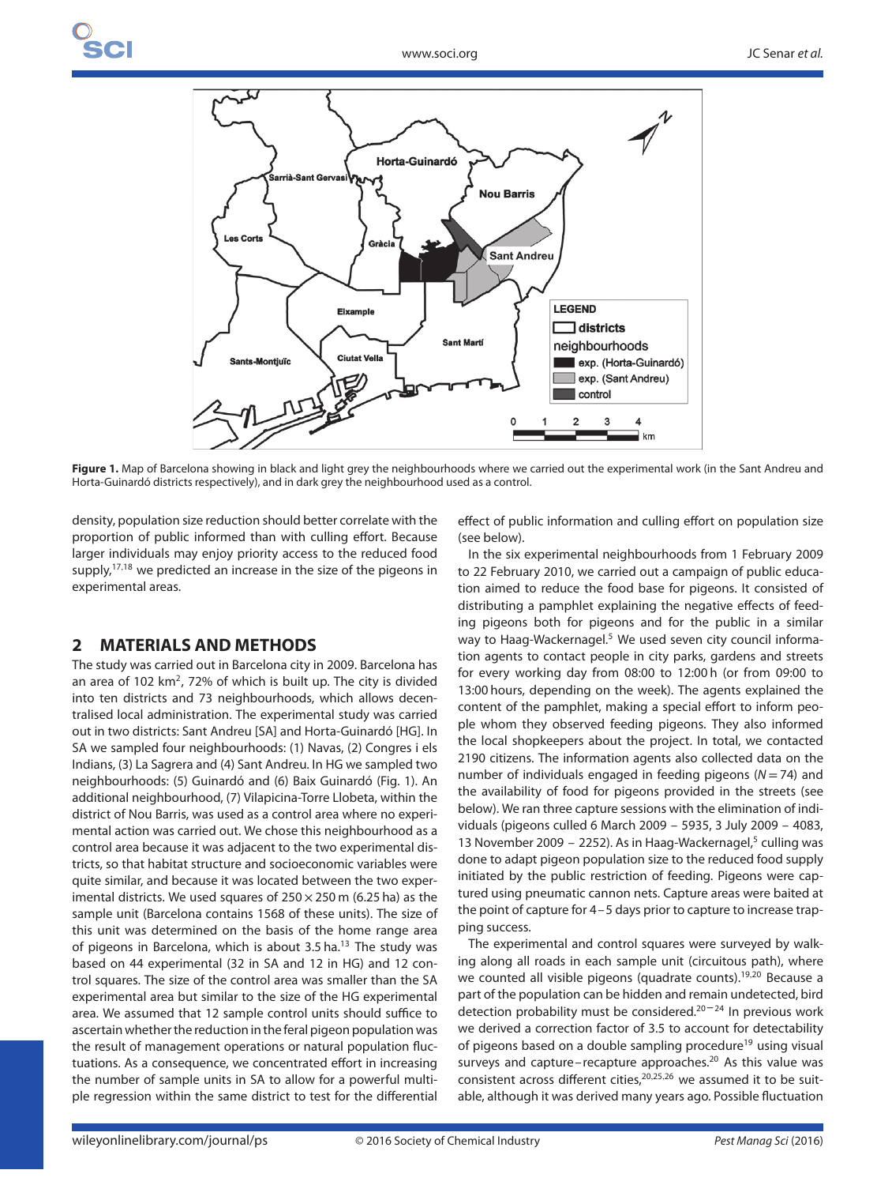Figure 1. Map of Barcelona showing in black and light grey the neighbourhoods where we carried out the experimental work (in the Sant Andreu and Horta-Guinardó districts respectively), and in dark grey the neighbourhood used as a control.

density, population size reduction should better correlate with the proportion of public informed than with culling effort. Because larger individuals may enjoy priority access to the reduced food supply,[17,18] we predicted an increase in the size of the pigeons in experimental areas.

## 2 MATERIALS AND METHODS

The study was carried out in Barcelona city in 2009. Barcelona has an area of 102 km$^2$, 72% of which is built up. The city is divided into ten districts and 73 neighbourhoods, which allows decentralised local administration. The experimental study was carried out in two districts: Sant Andreu [SA] and Horta-Guinardó [HG]. In SA we sampled four neighbourhoods: (1) Navas, (2) Congres i els Indians, (3) La Sagrera and (4) Sant Andreu. In HG we sampled two neighbourhoods: (5) Guinardó and (6) Baix Guinardó (Fig. 1). An additional neighbourhood, (7) Vilapicina-Torre Llobeta, within the district of Nou Barris, was used as a control area where no experimental action was carried out. We chose this neighbourhood as a control area because it was adjacent to the two experimental districts, so that habitat structure and socioeconomic variables were quite similar, and because it was located between the two experimental districts. We used squares of 250 × 250 m (6.25 ha) as the sample unit (Barcelona contains 1568 of these units). The size of this unit was determined on the basis of the home range area of pigeons in Barcelona, which is about 3.5 ha.[13] The study was based on 44 experimental (32 in SA and 12 in HG) and 12 control squares. The size of the control area was smaller than the SA experimental area but similar to the size of the HG experimental area. We assumed that 12 sample control units should suffice to ascertain whether the reduction in the feral pigeon population was the result of management operations or natural population fluctuations. As a consequence, we concentrated effort in increasing the number of sample units in SA to allow for a powerful multiple regression within the same district to test for the differential effect of public information and culling effort on population size (see below).

In the six experimental neighbourhoods from 1 February 2009 to 22 February 2010, we carried out a campaign of public education aimed to reduce the food base for pigeons. It consisted of distributing a pamphlet explaining the negative effects of feeding pigeons both for pigeons and for the public in a similar way to Haag-Wackernagel.[5] We used seven city council information agents to contact people in city parks, gardens and streets for every working day from 08:00 to 12:00 h (or from 09:00 to 13:00 hours, depending on the week). The agents explained the content of the pamphlet, making a special effort to inform people whom they observed feeding pigeons. They also informed the local shopkeepers about the project. In total, we contacted 2190 citizens. The information agents also collected data on the number of individuals engaged in feeding pigeons ($N = 74$) and the availability of food for pigeons provided in the streets (see below). We ran three capture sessions with the elimination of individuals (pigeons culled 6 March 2009 – 5935, 3 July 2009 – 4083, 13 November 2009 – 2252). As in Haag-Wackernagel,[5] culling was done to adapt pigeon population size to the reduced food supply initiated by the public restriction of feeding. Pigeons were captured using pneumatic cannon nets. Capture areas were baited at the point of capture for 4–5 days prior to capture to increase trapping success.

The experimental and control squares were surveyed by walking along all roads in each sample unit (circuitous path), where we counted all visible pigeons (quadrate counts).[19,20] Because a part of the population can be hidden and remain undetected, bird detection probability must be considered.[20–24] In previous work we derived a correction factor of 3.5 to account for detectability of pigeons based on a double sampling procedure[19] using visual surveys and capture–recapture approaches.[20] As this value was consistent across different cities,[20,25,26] we assumed it to be suitable, although it was derived many years ago. Possible fluctuation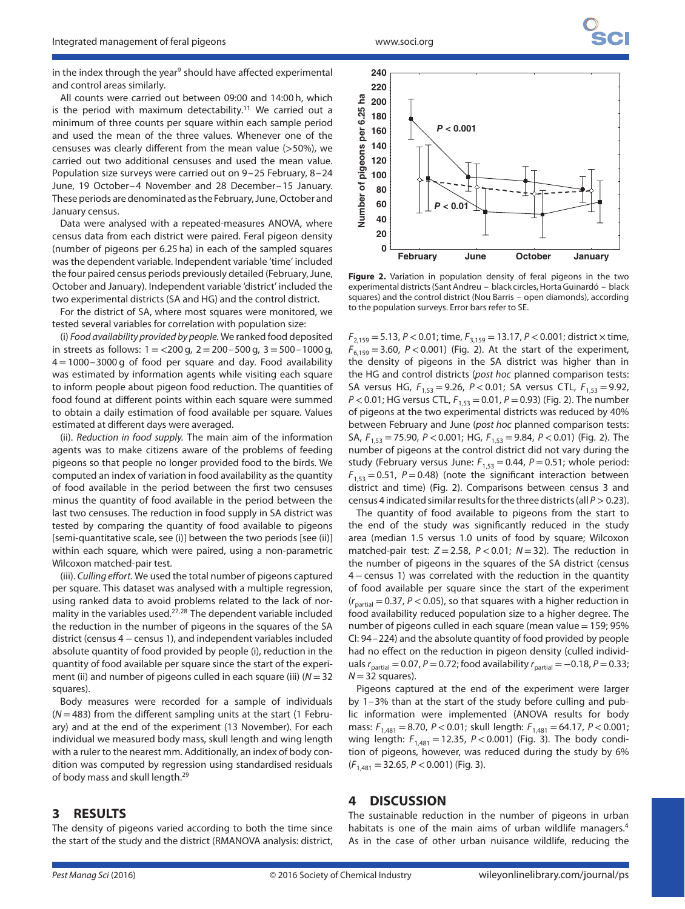in the index through the year[9] should have affected experimental and control areas similarly.

All counts were carried out between 09:00 and 14:00 h, which is the period with maximum detectability.[11] We carried out a minimum of three counts per square within each sample period and used the mean of the three values. Whenever one of the censuses was clearly different from the mean value (>50%), we carried out two additional censuses and used the mean value. Population size surveys were carried out on 9–25 February, 8–24 June, 19 October–4 November and 28 December–15 January. These periods are denominated as the February, June, October and January census.

Data were analysed with a repeated-measures ANOVA, where census data from each district were paired. Feral pigeon density (number of pigeons per 6.25 ha) in each of the sampled squares was the dependent variable. Independent variable 'time' included the four paired census periods previously detailed (February, June, October and January). Independent variable 'district' included the two experimental districts (SA and HG) and the control district.

For the district of SA, where most squares were monitored, we tested several variables for correlation with population size:

(i) *Food availability provided by people.* We ranked food deposited in streets as follows: 1 = <200 g, 2 = 200–500 g, 3 = 500–1000 g, 4 = 1000–3000 g of food per square and day. Food availability was estimated by information agents while visiting each square to inform people about pigeon food reduction. The quantities of food found at different points within each square were summed to obtain a daily estimation of food available per square. Values estimated at different days were averaged.

(ii). *Reduction in food supply.* The main aim of the information agents was to make citizens aware of the problems of feeding pigeons so that people no longer provided food to the birds. We computed an index of variation in food availability as the quantity of food available in the period between the first two censuses minus the quantity of food available in the period between the last two censuses. The reduction in food supply in SA district was tested by comparing the quantity of food available to pigeons [semi-quantitative scale, see (i)] between the two periods [see (ii)] within each square, which were paired, using a non-parametric Wilcoxon matched-pair test.

(iii). *Culling effort.* We used the total number of pigeons captured per square. This dataset was analysed with a multiple regression, using ranked data to avoid problems related to the lack of normality in the variables used.[27,28] The dependent variable included the reduction in the number of pigeons in the squares of the SA district (census 4 − census 1), and independent variables included absolute quantity of food provided by people (i), reduction in the quantity of food available per square since the start of the experiment (ii) and number of pigeons culled in each square (iii) ($N = 32$ squares).

Body measures were recorded for a sample of individuals ($N = 483$) from the different sampling units at the start (1 February) and at the end of the experiment (13 November). For each individual we measured body mass, skull length and wing length with a ruler to the nearest mm. Additionally, an index of body condition was computed by regression using standardised residuals of body mass and skull length.[29]

## 3 RESULTS

The density of pigeons varied according to both the time since the start of the study and the district (RMANOVA analysis: district, $F_{2,159} = 5.13$, $P < 0.01$; time, $F_{3,159} = 13.17$, $P < 0.001$; district × time, $F_{6,159} = 3.60$, $P < 0.001$) (Fig. 2). At the start of the experiment, the density of pigeons in the SA district was higher than in the HG and control districts (*post hoc* planned comparison tests: SA versus HG, $F_{1,53} = 9.26$, $P < 0.01$; SA versus CTL, $F_{1,53} = 9.92$, $P < 0.01$; HG versus CTL, $F_{1,53} = 0.01$, $P = 0.93$) (Fig. 2). The number of pigeons at the two experimental districts was reduced by 40% between February and June (*post hoc* planned comparison tests: SA, $F_{1,53} = 75.90$, $P < 0.001$; HG, $F_{1,53} = 9.84$, $P < 0.01$) (Fig. 2). The number of pigeons at the control district did not vary during the study (February versus June: $F_{1,53} = 0.44$, $P = 0.51$; whole period: $F_{1,53} = 0.51$, $P = 0.48$) (note the significant interaction between district and time) (Fig. 2). Comparisons between census 3 and census 4 indicated similar results for the three districts (all $P > 0.23$).

Figure 2. Variation in population density of feral pigeons in the two experimental districts (Sant Andreu – black circles, Horta Guinardó – black squares) and the control district (Nou Barris – open diamonds), according to the population surveys. Error bars refer to SE.

The quantity of food available to pigeons from the start to the end of the study was significantly reduced in the study area (median 1.5 versus 1.0 units of food by square; Wilcoxon matched-pair test: $Z = 2.58$, $P < 0.01$; $N = 32$). The reduction in the number of pigeons in the squares of the SA district (census 4 − census 1) was correlated with the reduction in the quantity of food available per square since the start of the experiment ($r_{partial} = 0.37$, $P < 0.05$), so that squares with a higher reduction in food availability reduced population size to a higher degree. The number of pigeons culled in each square (mean value = 159; 95% CI: 94–224) and the absolute quantity of food provided by people had no effect on the reduction in pigeon density (culled individuals $r_{partial} = 0.07$, $P = 0.72$; food availability $r_{partial} = -0.18$, $P = 0.33$; $N = 32$ squares).

Pigeons captured at the end of the experiment were larger by 1–3% than at the start of the study before culling and public information were implemented (ANOVA results for body mass: $F_{1,481} = 8.70$, $P < 0.01$; skull length: $F_{1,481} = 64.17$, $P < 0.001$; wing length: $F_{1,481} = 12.35$, $P < 0.001$) (Fig. 3). The body condition of pigeons, however, was reduced during the study by 6% ($F_{1,481} = 32.65$, $P < 0.001$) (Fig. 3).

## 4 DISCUSSION

The sustainable reduction in the number of pigeons in urban habitats is one of the main aims of urban wildlife managers.[4] As in the case of other urban nuisance wildlife, reducing the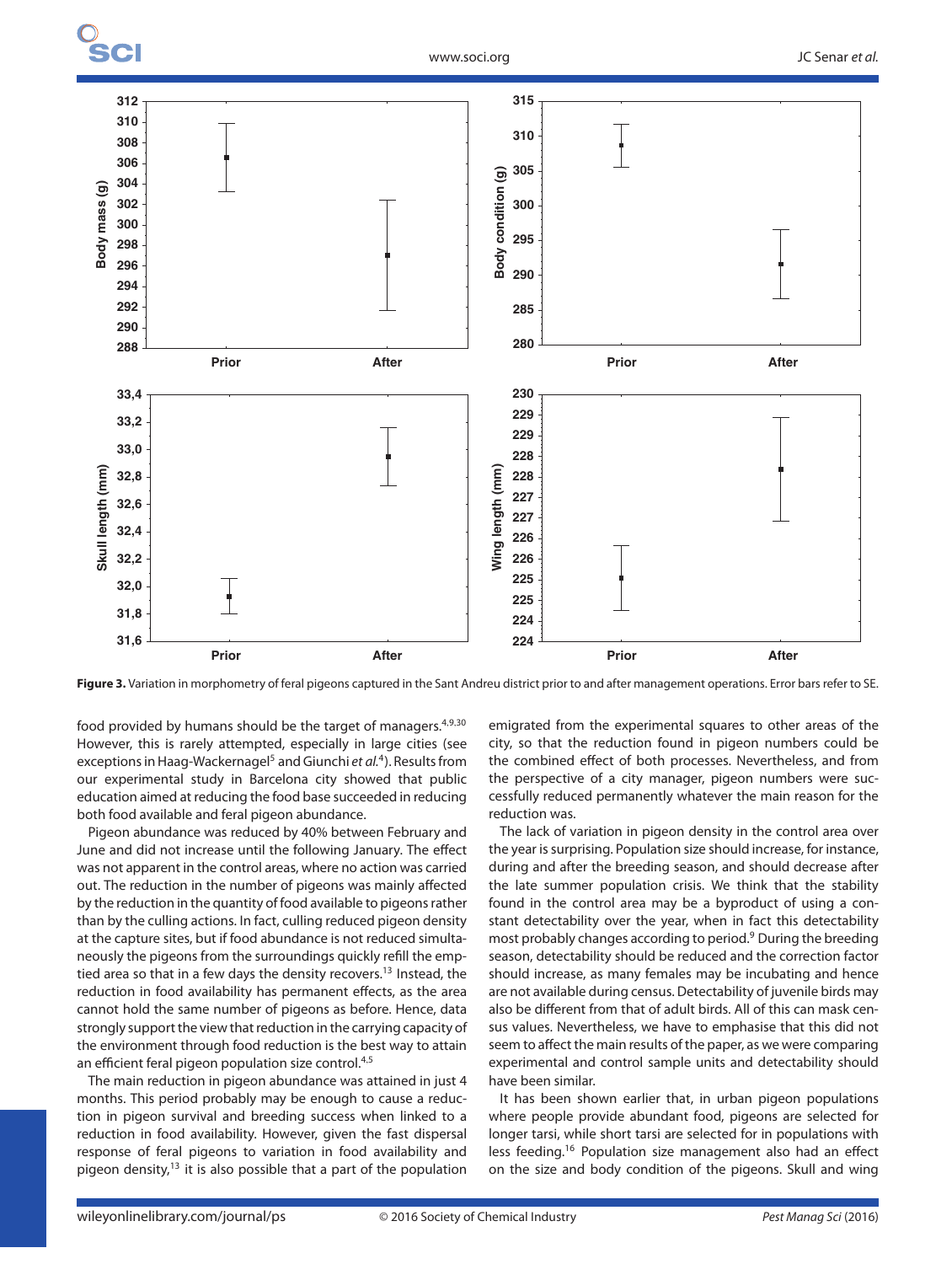Body mass (g)
312
310
308
306
304
302
300
298
296
294
292
290
288
Prior
After

Body condition (g)
315
310
305
300
295
290
285
280
Prior
After

Skull length (mm)
33,4
33,2
33,0
32,8
32,6
32,4
32,2
32,0
31,8
31,6
Prior
After

Wing length (mm)
230
229
229
228
228
227
227
226
226
225
225
224
224
Prior
After

**Figure 3.** Variation in morphometry of feral pigeons captured in the Sant Andreu district prior to and after management operations. Error bars refer to SE.

food provided by humans should be the target of managers.[4,9,30] However, this is rarely attempted, especially in large cities (see exceptions in Haag-Wackernagel[5] and Giunchi *et al.*[4]). Results from our experimental study in Barcelona city showed that public education aimed at reducing the food base succeeded in reducing both food available and feral pigeon abundance.

Pigeon abundance was reduced by 40% between February and June and did not increase until the following January. The effect was not apparent in the control areas, where no action was carried out. The reduction in the number of pigeons was mainly affected by the reduction in the quantity of food available to pigeons rather than by the culling actions. In fact, culling reduced pigeon density at the capture sites, but if food abundance is not reduced simultaneously the pigeons from the surroundings quickly refill the emptied area so that in a few days the density recovers.[13] Instead, the reduction in food availability has permanent effects, as the area cannot hold the same number of pigeons as before. Hence, data strongly support the view that reduction in the carrying capacity of the environment through food reduction is the best way to attain an efficient feral pigeon population size control.[4,5]

The main reduction in pigeon abundance was attained in just 4 months. This period probably may be enough to cause a reduction in pigeon survival and breeding success when linked to a reduction in food availability. However, given the fast dispersal response of feral pigeons to variation in food availability and pigeon density,[13] it is also possible that a part of the population emigrated from the experimental squares to other areas of the city, so that the reduction found in pigeon numbers could be the combined effect of both processes. Nevertheless, and from the perspective of a city manager, pigeon numbers were successfully reduced permanently whatever the main reason for the reduction was.

The lack of variation in pigeon density in the control area over the year is surprising. Population size should increase, for instance, during and after the breeding season, and should decrease after the late summer population crisis. We think that the stability found in the control area may be a byproduct of using a constant detectability over the year, when in fact this detectability most probably changes according to period.[9] During the breeding season, detectability should be reduced and the correction factor should increase, as many females may be incubating and hence are not available during census. Detectability of juvenile birds may also be different from that of adult birds. All of this can mask census values. Nevertheless, we have to emphasise that this did not seem to affect the main results of the paper, as we were comparing experimental and control sample units and detectability should have been similar.

It has been shown earlier that, in urban pigeon populations where people provide abundant food, pigeons are selected for longer tarsi, while short tarsi are selected for in populations with less feeding.[16] Population size management also had an effect on the size and body condition of the pigeons. Skull and wing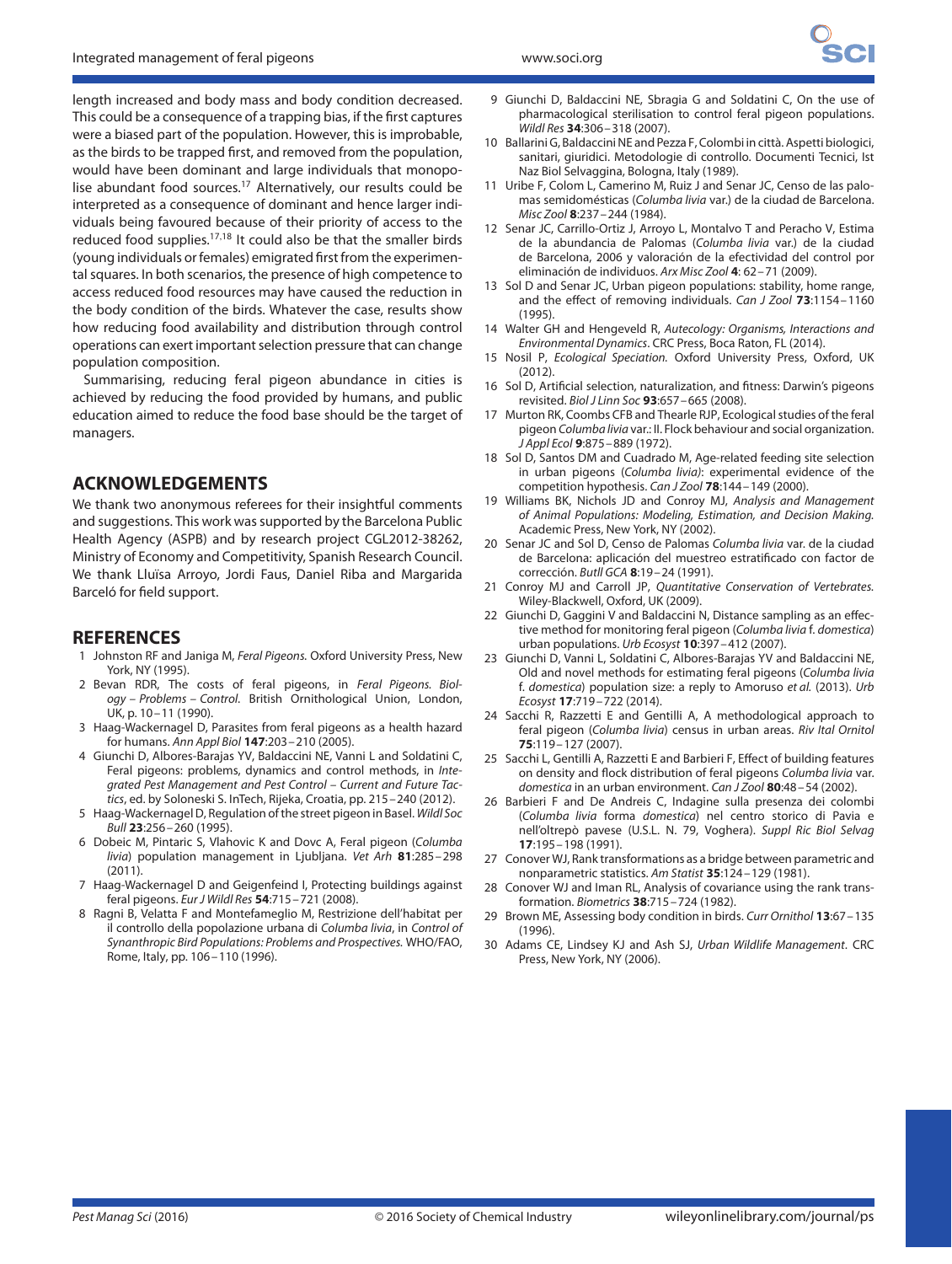length increased and body mass and body condition decreased. This could be a consequence of a trapping bias, if the first captures were a biased part of the population. However, this is improbable, as the birds to be trapped first, and removed from the population, would have been dominant and large individuals that monopolise abundant food sources.[17] Alternatively, our results could be interpreted as a consequence of dominant and hence larger individuals being favoured because of their priority of access to the reduced food supplies.[17,18] It could also be that the smaller birds (young individuals or females) emigrated first from the experimental squares. In both scenarios, the presence of high competence to access reduced food resources may have caused the reduction in the body condition of the birds. Whatever the case, results show how reducing food availability and distribution through control operations can exert important selection pressure that can change population composition.

Summarising, reducing feral pigeon abundance in cities is achieved by reducing the food provided by humans, and public education aimed to reduce the food base should be the target of managers.

## ACKNOWLEDGEMENTS

We thank two anonymous referees for their insightful comments and suggestions. This work was supported by the Barcelona Public Health Agency (ASPB) and by research project CGL2012-38262, Ministry of Economy and Competitivity, Spanish Research Council. We thank Lluïsa Arroyo, Jordi Faus, Daniel Riba and Margarida Barceló for field support.

## REFERENCES

1 Johnston RF and Janiga M, *Feral Pigeons.* Oxford University Press, New York, NY (1995).
2 Bevan RDR, The costs of feral pigeons, in *Feral Pigeons. Biology – Problems – Control*. British Ornithological Union, London, UK, p. 10–11 (1990).
3 Haag-Wackernagel D, Parasites from feral pigeons as a health hazard for humans. *Ann Appl Biol* **147**:203–210 (2005).
4 Giunchi D, Albores-Barajas YV, Baldaccini NE, Vanni L and Soldatini C, Feral pigeons: problems, dynamics and control methods, in *Integrated Pest Management and Pest Control – Current and Future Tactics*, ed. by Soloneski S. InTech, Rijeka, Croatia, pp. 215–240 (2012).
5 Haag-Wackernagel D, Regulation of the street pigeon in Basel. *Wildl Soc Bull* **23**:256–260 (1995).
6 Dobeic M, Pintaric S, Vlahovic K and Dovc A, Feral pigeon (*Columba livia*) population management in Ljubljana. *Vet Arh* **81**:285–298 (2011).
7 Haag-Wackernagel D and Geigenfeind I, Protecting buildings against feral pigeons. *Eur J Wildl Res* **54**:715–721 (2008).
8 Ragni B, Velatta F and Montefameglio M, Restrizione dell'habitat per il controllo della popolazione urbana di *Columba livia*, in *Control of Synanthropic Bird Populations: Problems and Prospectives.* WHO/FAO, Rome, Italy, pp. 106–110 (1996).
9 Giunchi D, Baldaccini NE, Sbragia G and Soldatini C, On the use of pharmacological sterilisation to control feral pigeon populations. *Wildl Res* **34**:306–318 (2007).
10 Ballarini G, Baldaccini NE and Pezza F, Colombi in città. Aspetti biologici, sanitari, giuridici. Metodologie di controllo. Documenti Tecnici, Ist Naz Biol Selvaggina, Bologna, Italy (1989).
11 Uribe F, Colom L, Camerino M, Ruiz J and Senar JC, Censo de las palomas semidomésticas (*Columba livia* var.) de la ciudad de Barcelona. *Misc Zool* **8**:237–244 (1984).
12 Senar JC, Carrillo-Ortiz J, Arroyo L, Montalvo T and Peracho V, Estima de la abundancia de Palomas (*Columba livia* var.) de la ciudad de Barcelona, 2006 y valoración de la efectividad del control por eliminación de individuos. *Arx Misc Zool* **4**: 62–71 (2009).
13 Sol D and Senar JC, Urban pigeon populations: stability, home range, and the effect of removing individuals. *Can J Zool* **73**:1154–1160 (1995).
14 Walter GH and Hengeveld R, *Autecology: Organisms, Interactions and Environmental Dynamics*. CRC Press, Boca Raton, FL (2014).
15 Nosil P, *Ecological Speciation.* Oxford University Press, Oxford, UK (2012).
16 Sol D, Artificial selection, naturalization, and fitness: Darwin's pigeons revisited. *Biol J Linn Soc* **93**:657–665 (2008).
17 Murton RK, Coombs CFB and Thearle RJP, Ecological studies of the feral pigeon *Columba livia* var.: II. Flock behaviour and social organization. *J Appl Ecol* **9**:875–889 (1972).
18 Sol D, Santos DM and Cuadrado M, Age-related feeding site selection in urban pigeons (*Columba livia)*: experimental evidence of the competition hypothesis. *Can J Zool* **78**:144–149 (2000).
19 Williams BK, Nichols JD and Conroy MJ, *Analysis and Management of Animal Populations: Modeling, Estimation, and Decision Making.* Academic Press, New York, NY (2002).
20 Senar JC and Sol D, Censo de Palomas *Columba livia* var. de la ciudad de Barcelona: aplicación del muestreo estratificado con factor de corrección. *Butll GCA* **8**:19–24 (1991).
21 Conroy MJ and Carroll JP, *Quantitative Conservation of Vertebrates.* Wiley-Blackwell, Oxford, UK (2009).
22 Giunchi D, Gaggini V and Baldaccini N, Distance sampling as an effective method for monitoring feral pigeon (*Columba livia* f. *domestica*) urban populations. *Urb Ecosyst* **10**:397–412 (2007).
23 Giunchi D, Vanni L, Soldatini C, Albores-Barajas YV and Baldaccini NE, Old and novel methods for estimating feral pigeons (*Columba livia* f. *domestica*) population size: a reply to Amoruso *et al.* (2013). *Urb Ecosyst* **17**:719–722 (2014).
24 Sacchi R, Razzetti E and Gentilli A, A methodological approach to feral pigeon (*Columba livia*) census in urban areas. *Riv Ital Ornitol* **75**:119–127 (2007).
25 Sacchi L, Gentilli A, Razzetti E and Barbieri F, Effect of building features on density and flock distribution of feral pigeons *Columba livia* var. *domestica* in an urban environment. *Can J Zool* **80**:48–54 (2002).
26 Barbieri F and De Andreis C, Indagine sulla presenza dei colombi (*Columba livia* forma *domestica*) nel centro storico di Pavia e nell'oltrepò pavese (U.S.L. N. 79, Voghera). *Suppl Ric Biol Selvag* **17**:195–198 (1991).
27 Conover WJ, Rank transformations as a bridge between parametric and nonparametric statistics. *Am Statist* **35**:124–129 (1981).
28 Conover WJ and Iman RL, Analysis of covariance using the rank transformation. *Biometrics* **38**:715–724 (1982).
29 Brown ME, Assessing body condition in birds. *Curr Ornithol* **13**:67–135 (1996).
30 Adams CE, Lindsey KJ and Ash SJ, *Urban Wildlife Management*. CRC Press, New York, NY (2006).